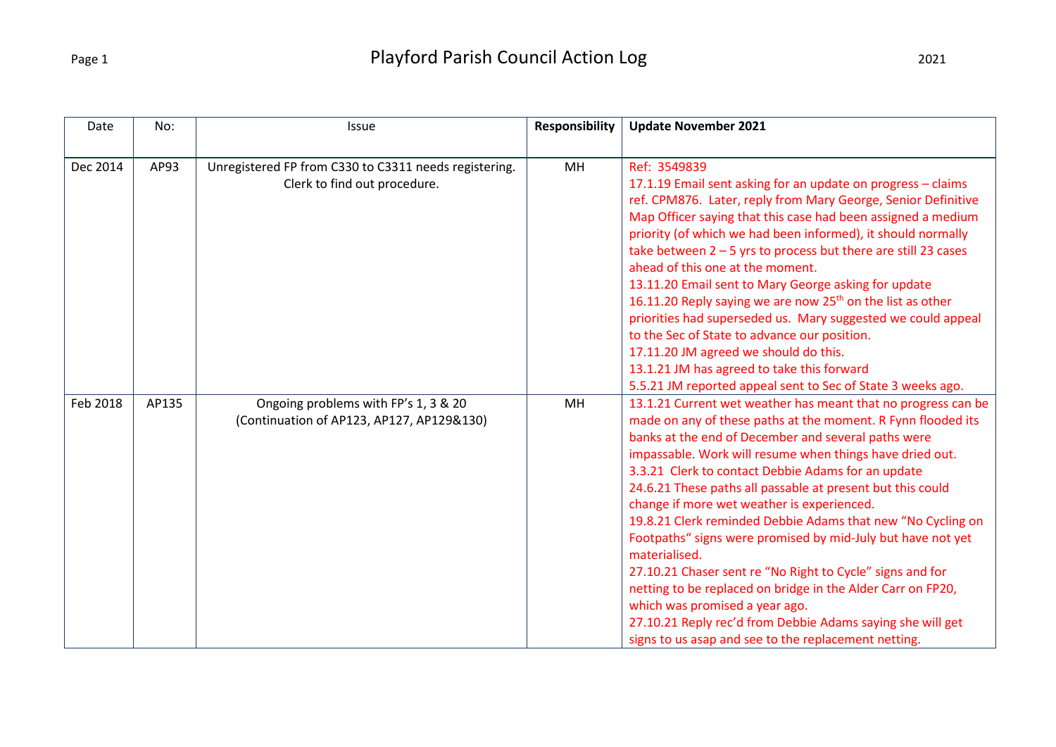# Playford Parish Council Action Log

2021

| Date | No: | Issue | **Responsibility** | **Update November 2021** |
|---|---|---|---|---|
| Dec 2014 | AP93 | Unregistered FP from C330 to C3311 needs registering. Clerk to find out procedure. | MH | Ref: 3549839<br>17.1.19 Email sent asking for an update on progress – claims ref. CPM876. Later, reply from Mary George, Senior Definitive Map Officer saying that this case had been assigned a medium priority (of which we had been informed), it should normally take between 2 – 5 yrs to process but there are still 23 cases ahead of this one at the moment.<br>13.11.20 Email sent to Mary George asking for update<br>16.11.20 Reply saying we are now 25th on the list as other priorities had superseded us. Mary suggested we could appeal to the Sec of State to advance our position.<br>17.11.20 JM agreed we should do this.<br>13.1.21 JM has agreed to take this forward<br>5.5.21 JM reported appeal sent to Sec of State 3 weeks ago. |
| Feb 2018 | AP135 | Ongoing problems with FP's 1, 3 & 20 (Continuation of AP123, AP127, AP129&130) | MH | 13.1.21 Current wet weather has meant that no progress can be made on any of these paths at the moment. R Fynn flooded its banks at the end of December and several paths were impassable. Work will resume when things have dried out.<br>3.3.21 Clerk to contact Debbie Adams for an update<br>24.6.21 These paths all passable at present but this could change if more wet weather is experienced.<br>19.8.21 Clerk reminded Debbie Adams that new "No Cycling on Footpaths" signs were promised by mid-July but have not yet materialised.<br>27.10.21 Chaser sent re "No Right to Cycle" signs and for netting to be replaced on bridge in the Alder Carr on FP20, which was promised a year ago.<br>27.10.21 Reply rec'd from Debbie Adams saying she will get signs to us asap and see to the replacement netting. |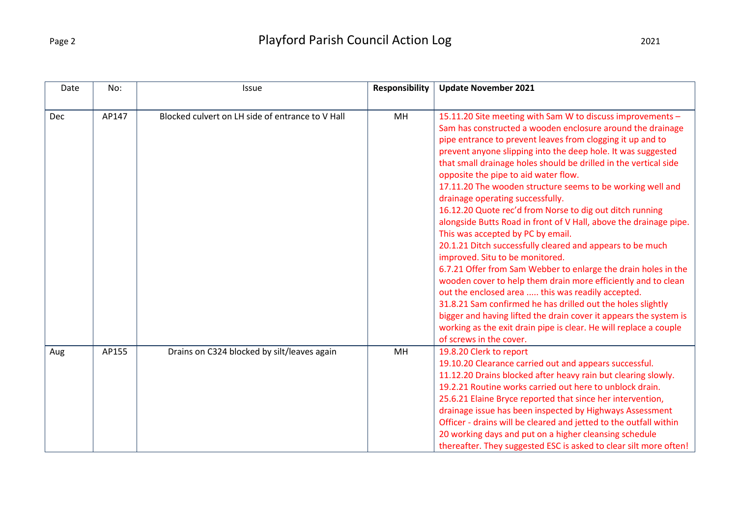| Date | No: | Issue | Responsibility | Update November 2021 |
|---|---|---|---|---|
| Dec | AP147 | Blocked culvert on LH side of entrance to V Hall | MH | 15.11.20 Site meeting with Sam W to discuss improvements – Sam has constructed a wooden enclosure around the drainage pipe entrance to prevent leaves from clogging it up and to prevent anyone slipping into the deep hole. It was suggested that small drainage holes should be drilled in the vertical side opposite the pipe to aid water flow.<br>17.11.20 The wooden structure seems to be working well and drainage operating successfully.<br>16.12.20 Quote rec'd from Norse to dig out ditch running alongside Butts Road in front of V Hall, above the drainage pipe. This was accepted by PC by email.<br>20.1.21 Ditch successfully cleared and appears to be much improved. Situ to be monitored.<br>6.7.21 Offer from Sam Webber to enlarge the drain holes in the wooden cover to help them drain more efficiently and to clean out the enclosed area ..... this was readily accepted.<br>31.8.21 Sam confirmed he has drilled out the holes slightly bigger and having lifted the drain cover it appears the system is working as the exit drain pipe is clear. He will replace a couple of screws in the cover. |
| Aug | AP155 | Drains on C324 blocked by silt/leaves again | MH | 19.8.20 Clerk to report<br>19.10.20 Clearance carried out and appears successful.<br>11.12.20 Drains blocked after heavy rain but clearing slowly.<br>19.2.21 Routine works carried out here to unblock drain.<br>25.6.21 Elaine Bryce reported that since her intervention, drainage issue has been inspected by Highways Assessment Officer - drains will be cleared and jetted to the outfall within 20 working days and put on a higher cleansing schedule thereafter. They suggested ESC is asked to clear silt more often! |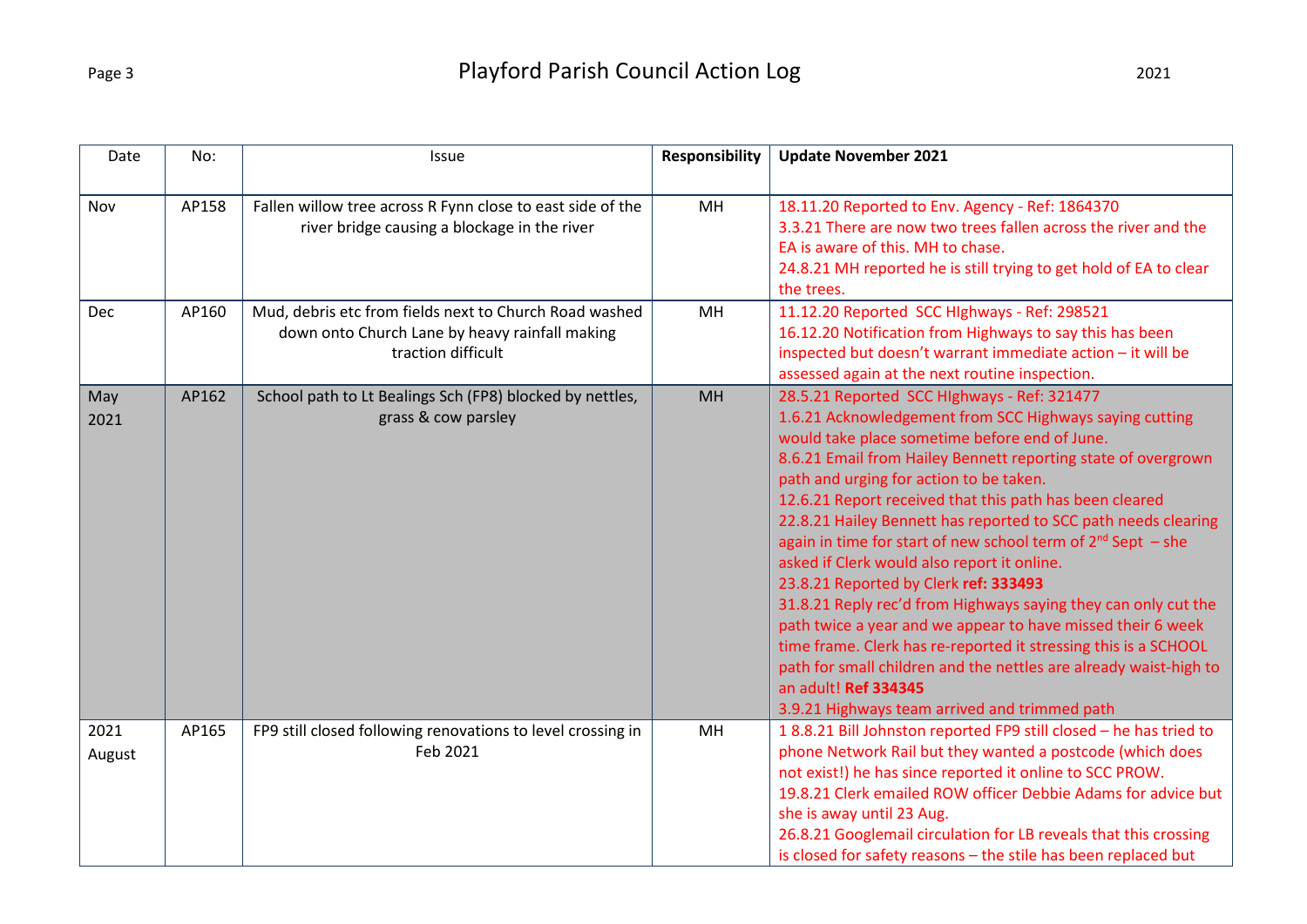| Date | No: | Issue | Responsibility | Update November 2021 |
|---|---|---|---|---|
| Nov | AP158 | Fallen willow tree across R Fynn close to east side of the river bridge causing a blockage in the river | MH | 18.11.20 Reported to Env. Agency - Ref: 1864370<br>3.3.21 There are now two trees fallen across the river and the EA is aware of this. MH to chase.<br>24.8.21 MH reported he is still trying to get hold of EA to clear the trees. |
| Dec | AP160 | Mud, debris etc from fields next to Church Road washed down onto Church Lane by heavy rainfall making traction difficult | MH | 11.12.20 Reported SCC HIghways - Ref: 298521<br>16.12.20 Notification from Highways to say this has been inspected but doesn't warrant immediate action – it will be assessed again at the next routine inspection. |
| May 2021 | AP162 | School path to Lt Bealings Sch (FP8) blocked by nettles, grass & cow parsley | MH | 28.5.21 Reported SCC HIghways - Ref: 321477<br>1.6.21 Acknowledgement from SCC Highways saying cutting would take place sometime before end of June.<br>8.6.21 Email from Hailey Bennett reporting state of overgrown path and urging for action to be taken.<br>12.6.21 Report received that this path has been cleared<br>22.8.21 Hailey Bennett has reported to SCC path needs clearing again in time for start of new school term of 2nd Sept – she asked if Clerk would also report it online.<br>23.8.21 Reported by Clerk **ref: 333493**<br>31.8.21 Reply rec'd from Highways saying they can only cut the path twice a year and we appear to have missed their 6 week time frame. Clerk has re-reported it stressing this is a SCHOOL path for small children and the nettles are already waist-high to an adult! **Ref 334345**<br>3.9.21 Highways team arrived and trimmed path |
| 2021 August | AP165 | FP9 still closed following renovations to level crossing in Feb 2021 | MH | 1 8.8.21 Bill Johnston reported FP9 still closed – he has tried to phone Network Rail but they wanted a postcode (which does not exist!) he has since reported it online to SCC PROW.<br>19.8.21 Clerk emailed ROW officer Debbie Adams for advice but she is away until 23 Aug.<br>26.8.21 Googlemail circulation for LB reveals that this crossing is closed for safety reasons – the stile has been replaced but |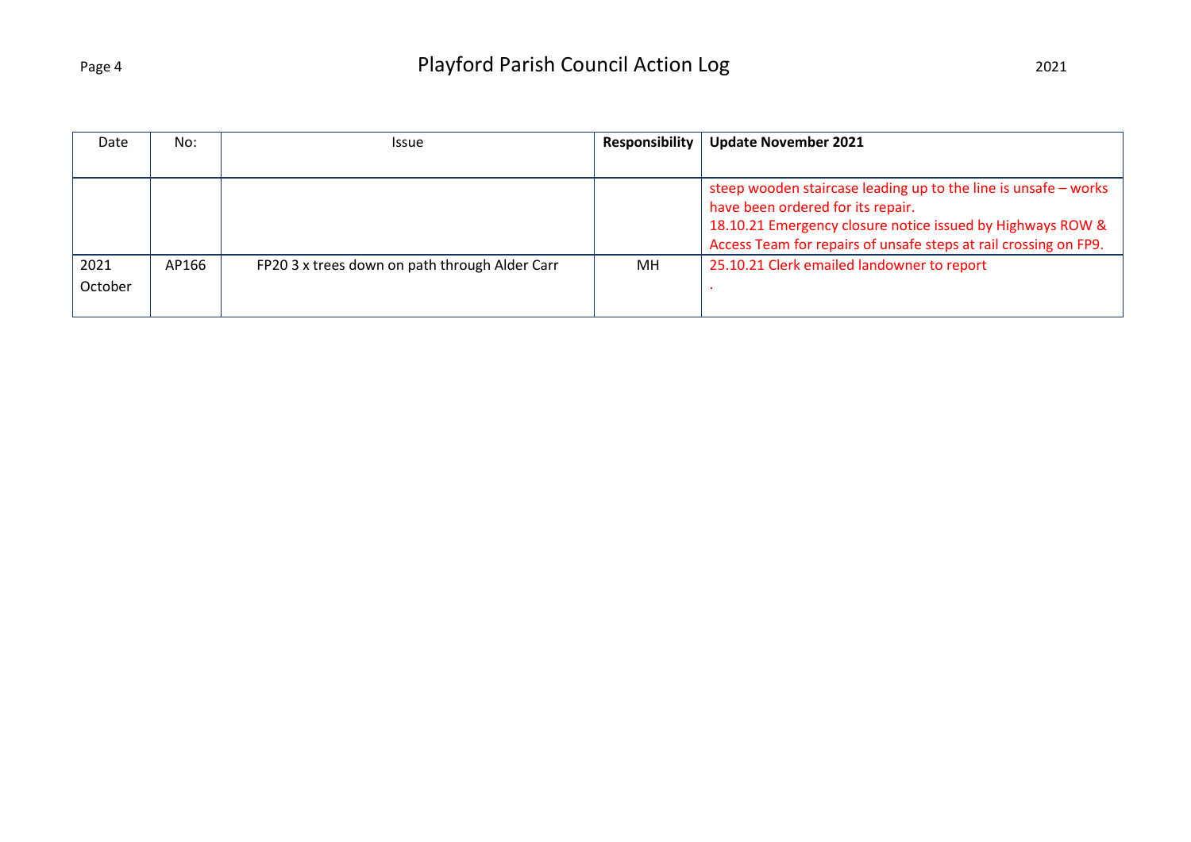| Date | No: | Issue | Responsibility | Update November 2021 |
|---|---|---|---|---|
| | | | | steep wooden staircase leading up to the line is unsafe – works have been ordered for its repair.<br>18.10.21 Emergency closure notice issued by Highways ROW & Access Team for repairs of unsafe steps at rail crossing on FP9. |
| 2021 October | AP166 | FP20 3 x trees down on path through Alder Carr | MH | 25.10.21 Clerk emailed landowner to report<br>. |